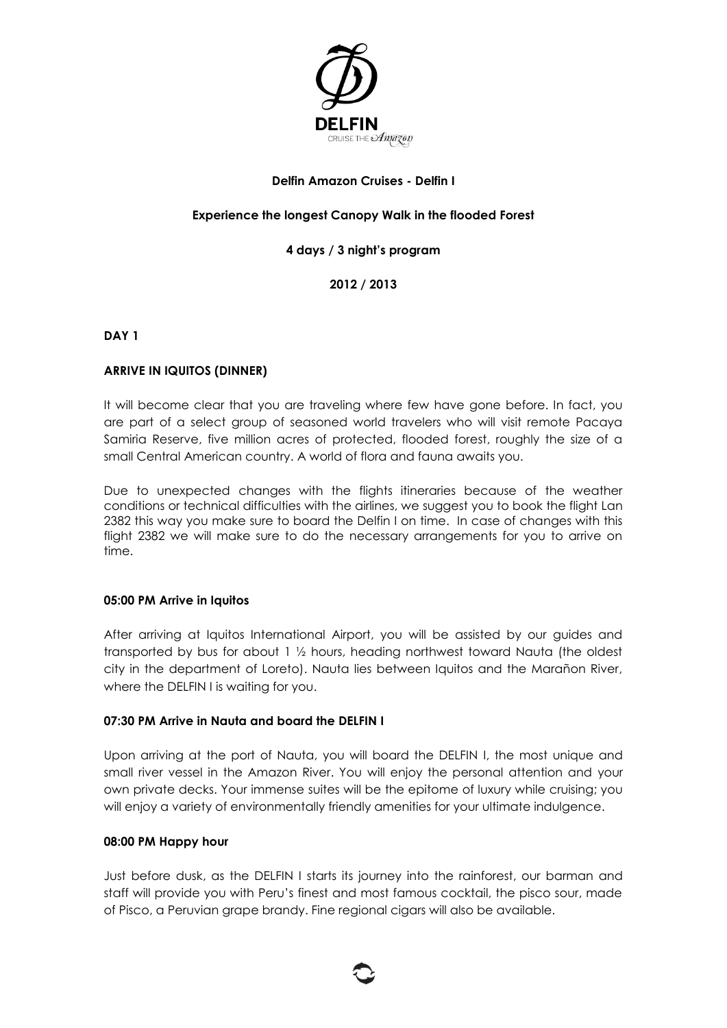DELFIN

CRUISE THE Amazon

**Delfin Amazon Cruises - Delfin I**

**Experience the longest Canopy Walk in the flooded Forest**

**4 days / 3 night's program**

**2012 / 2013**

## DAY 1

### ARRIVE IN IQUITOS (DINNER)

It will become clear that you are traveling where few have gone before. In fact, you are part of a select group of seasoned world travelers who will visit remote Pacaya Samiria Reserve, five million acres of protected, flooded forest, roughly the size of a small Central American country. A world of flora and fauna awaits you.

Due to unexpected changes with the flights itineraries because of the weather conditions or technical difficulties with the airlines, we suggest you to book the flight Lan 2382 this way you make sure to board the Delfin I on time. In case of changes with this flight 2382 we will make sure to do the necessary arrangements for you to arrive on time.

**05:00 PM Arrive in Iquitos**

After arriving at Iquitos International Airport, you will be assisted by our guides and transported by bus for about 1 ½ hours, heading northwest toward Nauta (the oldest city in the department of Loreto). Nauta lies between Iquitos and the Marañon River, where the DELFIN I is waiting for you.

**07:30 PM Arrive in Nauta and board the DELFIN I**

Upon arriving at the port of Nauta, you will board the DELFIN I, the most unique and small river vessel in the Amazon River. You will enjoy the personal attention and your own private decks. Your immense suites will be the epitome of luxury while cruising; you will enjoy a variety of environmentally friendly amenities for your ultimate indulgence.

**08:00 PM Happy hour**

Just before dusk, as the DELFIN I starts its journey into the rainforest, our barman and staff will provide you with Peru's finest and most famous cocktail, the pisco sour, made of Pisco, a Peruvian grape brandy. Fine regional cigars will also be available.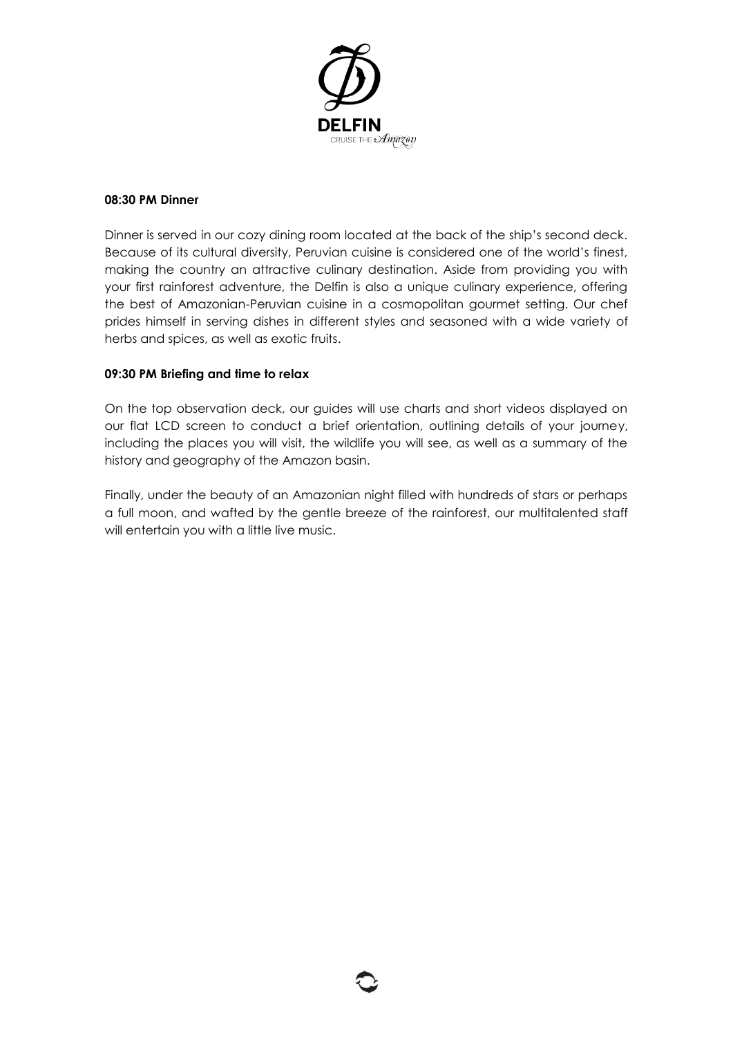**08:30 PM Dinner**

Dinner is served in our cozy dining room located at the back of the ship's second deck. Because of its cultural diversity, Peruvian cuisine is considered one of the world's finest, making the country an attractive culinary destination. Aside from providing you with your first rainforest adventure, the Delfin is also a unique culinary experience, offering the best of Amazonian-Peruvian cuisine in a cosmopolitan gourmet setting. Our chef prides himself in serving dishes in different styles and seasoned with a wide variety of herbs and spices, as well as exotic fruits.

**09:30 PM Briefing and time to relax**

On the top observation deck, our guides will use charts and short videos displayed on our flat LCD screen to conduct a brief orientation, outlining details of your journey, including the places you will visit, the wildlife you will see, as well as a summary of the history and geography of the Amazon basin.

Finally, under the beauty of an Amazonian night filled with hundreds of stars or perhaps a full moon, and wafted by the gentle breeze of the rainforest, our multitalented staff will entertain you with a little live music.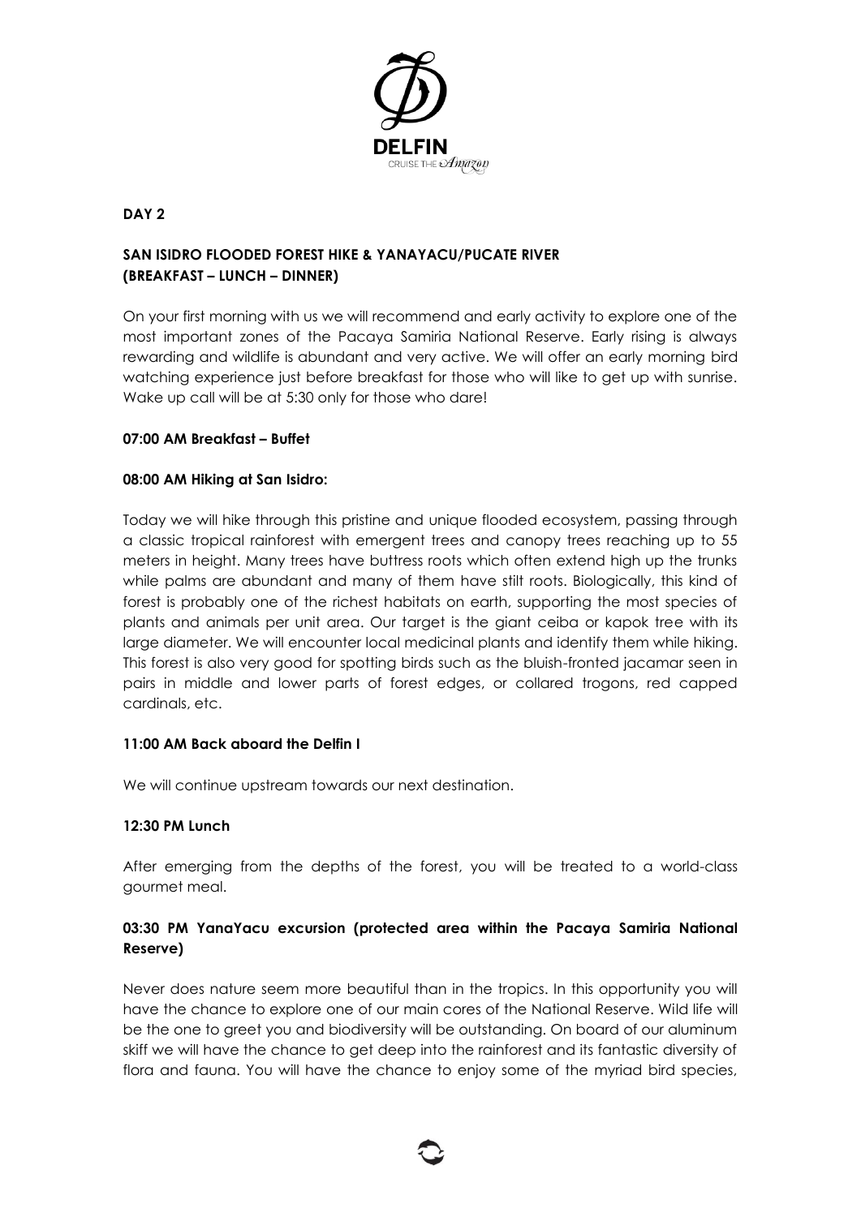## DAY 2

### SAN ISIDRO FLOODED FOREST HIKE & YANAYACU/PUCATE RIVER (BREAKFAST – LUNCH – DINNER)

On your first morning with us we will recommend and early activity to explore one of the most important zones of the Pacaya Samiria National Reserve. Early rising is always rewarding and wildlife is abundant and very active. We will offer an early morning bird watching experience just before breakfast for those who will like to get up with sunrise. Wake up call will be at 5:30 only for those who dare!

**07:00 AM Breakfast – Buffet**

**08:00 AM Hiking at San Isidro:**

Today we will hike through this pristine and unique flooded ecosystem, passing through a classic tropical rainforest with emergent trees and canopy trees reaching up to 55 meters in height. Many trees have buttress roots which often extend high up the trunks while palms are abundant and many of them have stilt roots. Biologically, this kind of forest is probably one of the richest habitats on earth, supporting the most species of plants and animals per unit area. Our target is the giant ceiba or kapok tree with its large diameter. We will encounter local medicinal plants and identify them while hiking. This forest is also very good for spotting birds such as the bluish-fronted jacamar seen in pairs in middle and lower parts of forest edges, or collared trogons, red capped cardinals, etc.

**11:00 AM Back aboard the Delfin I**

We will continue upstream towards our next destination.

**12:30 PM Lunch**

After emerging from the depths of the forest, you will be treated to a world-class gourmet meal.

**03:30 PM YanaYacu excursion (protected area within the Pacaya Samiria National Reserve)**

Never does nature seem more beautiful than in the tropics. In this opportunity you will have the chance to explore one of our main cores of the National Reserve. Wild life will be the one to greet you and biodiversity will be outstanding. On board of our aluminum skiff we will have the chance to get deep into the rainforest and its fantastic diversity of flora and fauna. You will have the chance to enjoy some of the myriad bird species,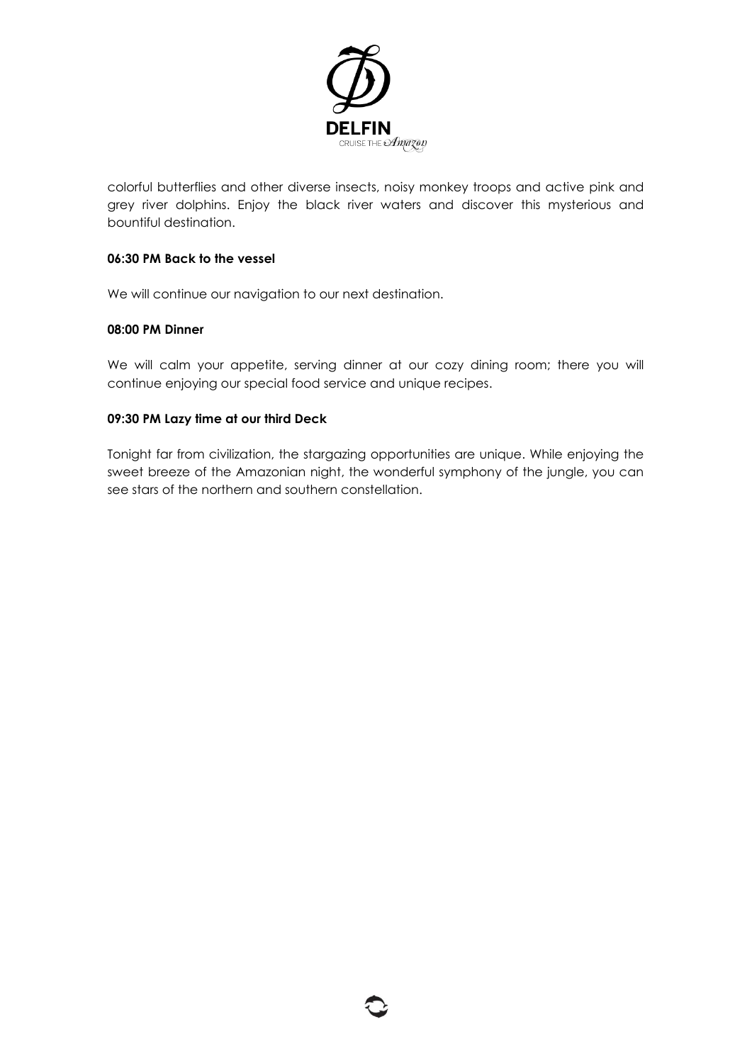colorful butterflies and other diverse insects, noisy monkey troops and active pink and grey river dolphins. Enjoy the black river waters and discover this mysterious and bountiful destination.

**06:30 PM Back to the vessel**

We will continue our navigation to our next destination.

**08:00 PM Dinner**

We will calm your appetite, serving dinner at our cozy dining room; there you will continue enjoying our special food service and unique recipes.

**09:30 PM Lazy time at our third Deck**

Tonight far from civilization, the stargazing opportunities are unique. While enjoying the sweet breeze of the Amazonian night, the wonderful symphony of the jungle, you can see stars of the northern and southern constellation.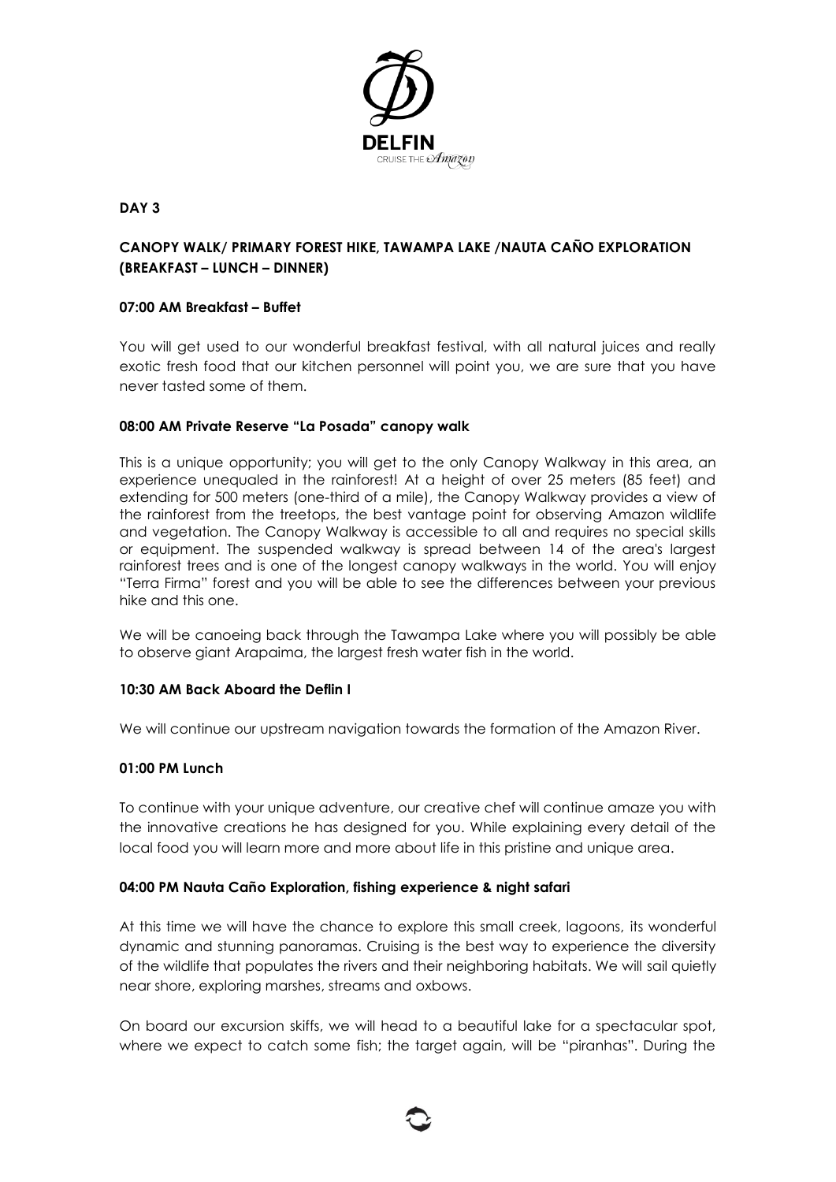## DAY 3

### CANOPY WALK/ PRIMARY FOREST HIKE, TAWAMPA LAKE /NAUTA CAÑO EXPLORATION (BREAKFAST – LUNCH – DINNER)

**07:00 AM Breakfast – Buffet**

You will get used to our wonderful breakfast festival, with all natural juices and really exotic fresh food that our kitchen personnel will point you, we are sure that you have never tasted some of them.

**08:00 AM Private Reserve "La Posada" canopy walk**

This is a unique opportunity; you will get to the only Canopy Walkway in this area, an experience unequaled in the rainforest! At a height of over 25 meters (85 feet) and extending for 500 meters (one-third of a mile), the Canopy Walkway provides a view of the rainforest from the treetops, the best vantage point for observing Amazon wildlife and vegetation. The Canopy Walkway is accessible to all and requires no special skills or equipment. The suspended walkway is spread between 14 of the area's largest rainforest trees and is one of the longest canopy walkways in the world. You will enjoy "Terra Firma" forest and you will be able to see the differences between your previous hike and this one.

We will be canoeing back through the Tawampa Lake where you will possibly be able to observe giant Arapaima, the largest fresh water fish in the world.

**10:30 AM Back Aboard the Deflin I**

We will continue our upstream navigation towards the formation of the Amazon River.

**01:00 PM Lunch**

To continue with your unique adventure, our creative chef will continue amaze you with the innovative creations he has designed for you. While explaining every detail of the local food you will learn more and more about life in this pristine and unique area.

**04:00 PM Nauta Caño Exploration, fishing experience & night safari**

At this time we will have the chance to explore this small creek, lagoons, its wonderful dynamic and stunning panoramas. Cruising is the best way to experience the diversity of the wildlife that populates the rivers and their neighboring habitats. We will sail quietly near shore, exploring marshes, streams and oxbows.

On board our excursion skiffs, we will head to a beautiful lake for a spectacular spot, where we expect to catch some fish; the target again, will be "piranhas". During the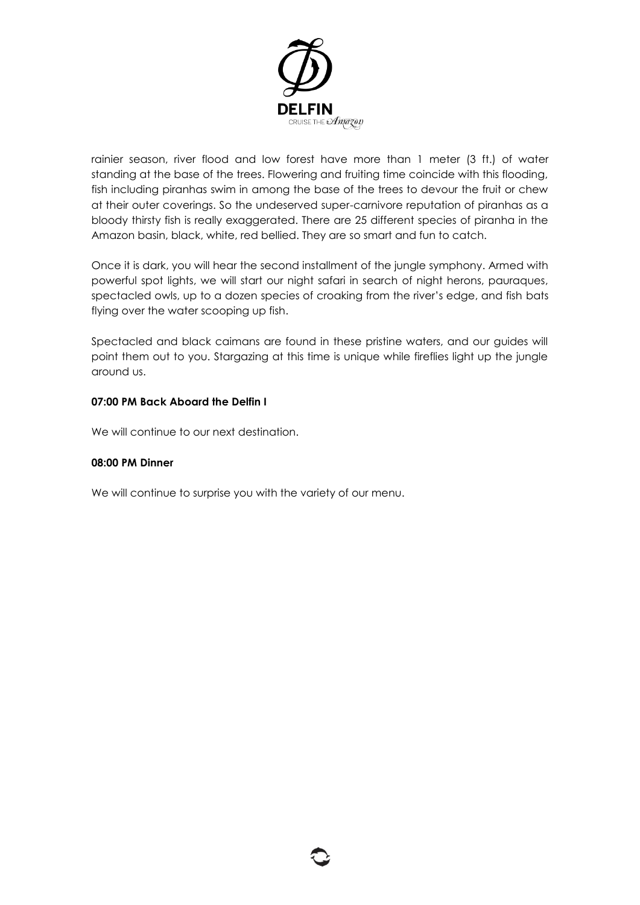rainier season, river flood and low forest have more than 1 meter (3 ft.) of water standing at the base of the trees. Flowering and fruiting time coincide with this flooding, fish including piranhas swim in among the base of the trees to devour the fruit or chew at their outer coverings. So the undeserved super-carnivore reputation of piranhas as a bloody thirsty fish is really exaggerated. There are 25 different species of piranha in the Amazon basin, black, white, red bellied. They are so smart and fun to catch.

Once it is dark, you will hear the second installment of the jungle symphony. Armed with powerful spot lights, we will start our night safari in search of night herons, pauraques, spectacled owls, up to a dozen species of croaking from the river's edge, and fish bats flying over the water scooping up fish.

Spectacled and black caimans are found in these pristine waters, and our guides will point them out to you. Stargazing at this time is unique while fireflies light up the jungle around us.

**07:00 PM Back Aboard the Delfin I**

We will continue to our next destination.

**08:00 PM Dinner**

We will continue to surprise you with the variety of our menu.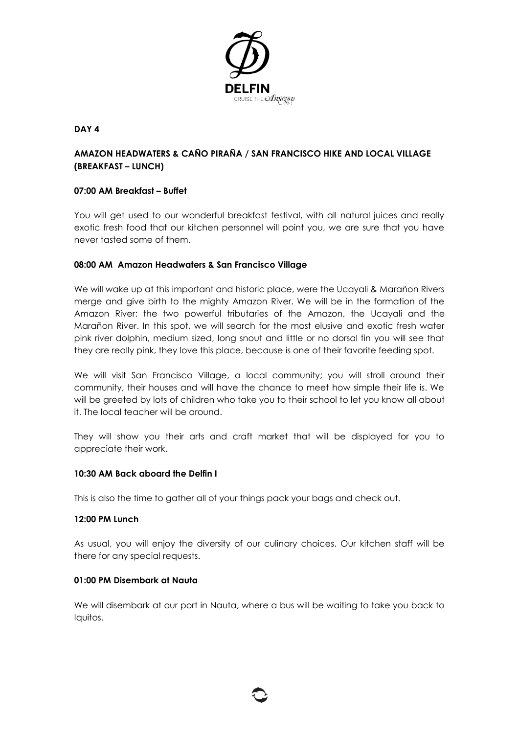## DAY 4

### AMAZON HEADWATERS & CAÑO PIRAÑA / SAN FRANCISCO HIKE AND LOCAL VILLAGE (BREAKFAST – LUNCH)

**07:00 AM Breakfast – Buffet**

You will get used to our wonderful breakfast festival, with all natural juices and really exotic fresh food that our kitchen personnel will point you, we are sure that you have never tasted some of them.

**08:00 AM Amazon Headwaters & San Francisco Village**

We will wake up at this important and historic place, were the Ucayali & Marañon Rivers merge and give birth to the mighty Amazon River. We will be in the formation of the Amazon River; the two powerful tributaries of the Amazon, the Ucayali and the Marañon River. In this spot, we will search for the most elusive and exotic fresh water pink river dolphin, medium sized, long snout and little or no dorsal fin you will see that they are really pink, they love this place, because is one of their favorite feeding spot.

We will visit San Francisco Village, a local community; you will stroll around their community, their houses and will have the chance to meet how simple their life is. We will be greeted by lots of children who take you to their school to let you know all about it. The local teacher will be around.

They will show you their arts and craft market that will be displayed for you to appreciate their work.

**10:30 AM Back aboard the Delfin I**

This is also the time to gather all of your things pack your bags and check out.

**12:00 PM Lunch**

As usual, you will enjoy the diversity of our culinary choices. Our kitchen staff will be there for any special requests.

**01:00 PM Disembark at Nauta**

We will disembark at our port in Nauta, where a bus will be waiting to take you back to Iquitos.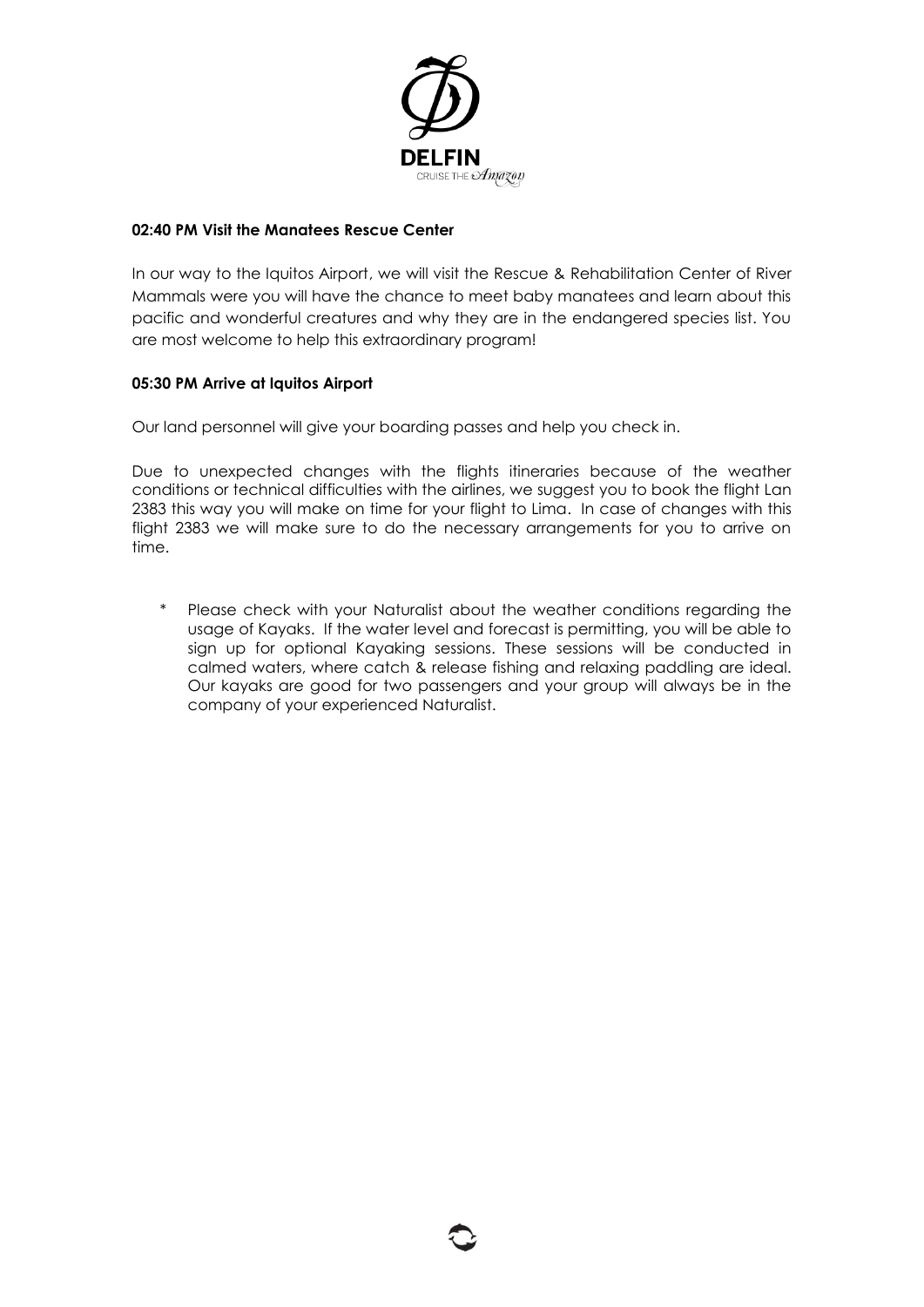**02:40 PM Visit the Manatees Rescue Center**

In our way to the Iquitos Airport, we will visit the Rescue & Rehabilitation Center of River Mammals were you will have the chance to meet baby manatees and learn about this pacific and wonderful creatures and why they are in the endangered species list. You are most welcome to help this extraordinary program!

**05:30 PM Arrive at Iquitos Airport**

Our land personnel will give your boarding passes and help you check in.

Due to unexpected changes with the flights itineraries because of the weather conditions or technical difficulties with the airlines, we suggest you to book the flight Lan 2383 this way you will make on time for your flight to Lima. In case of changes with this flight 2383 we will make sure to do the necessary arrangements for you to arrive on time.

\* Please check with your Naturalist about the weather conditions regarding the usage of Kayaks. If the water level and forecast is permitting, you will be able to sign up for optional Kayaking sessions. These sessions will be conducted in calmed waters, where catch & release fishing and relaxing paddling are ideal. Our kayaks are good for two passengers and your group will always be in the company of your experienced Naturalist.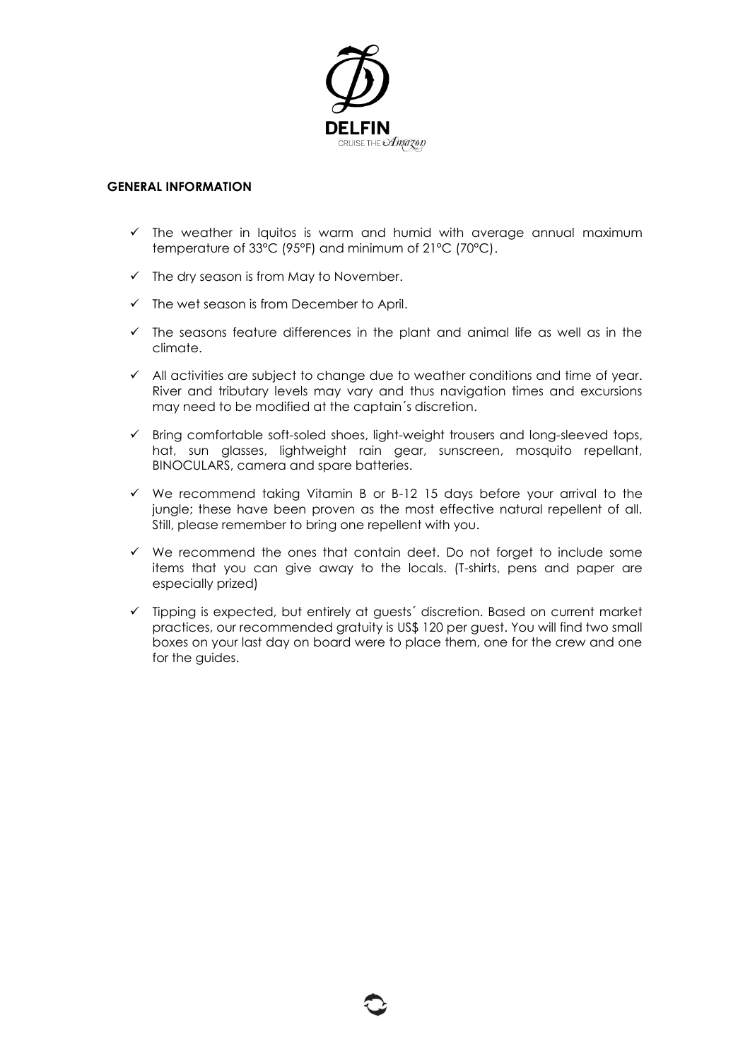**GENERAL INFORMATION**

- ✓ The weather in Iquitos is warm and humid with average annual maximum temperature of 33°C (95°F) and minimum of 21°C (70°C).
- ✓ The dry season is from May to November.
- ✓ The wet season is from December to April.
- ✓ The seasons feature differences in the plant and animal life as well as in the climate.
- ✓ All activities are subject to change due to weather conditions and time of year. River and tributary levels may vary and thus navigation times and excursions may need to be modified at the captain´s discretion.
- ✓ Bring comfortable soft-soled shoes, light-weight trousers and long-sleeved tops, hat, sun glasses, lightweight rain gear, sunscreen, mosquito repellant, BINOCULARS, camera and spare batteries.
- ✓ We recommend taking Vitamin B or B-12 15 days before your arrival to the jungle; these have been proven as the most effective natural repellent of all. Still, please remember to bring one repellent with you.
- ✓ We recommend the ones that contain deet. Do not forget to include some items that you can give away to the locals. (T-shirts, pens and paper are especially prized)
- ✓ Tipping is expected, but entirely at guests´ discretion. Based on current market practices, our recommended gratuity is US$ 120 per guest. You will find two small boxes on your last day on board were to place them, one for the crew and one for the guides.